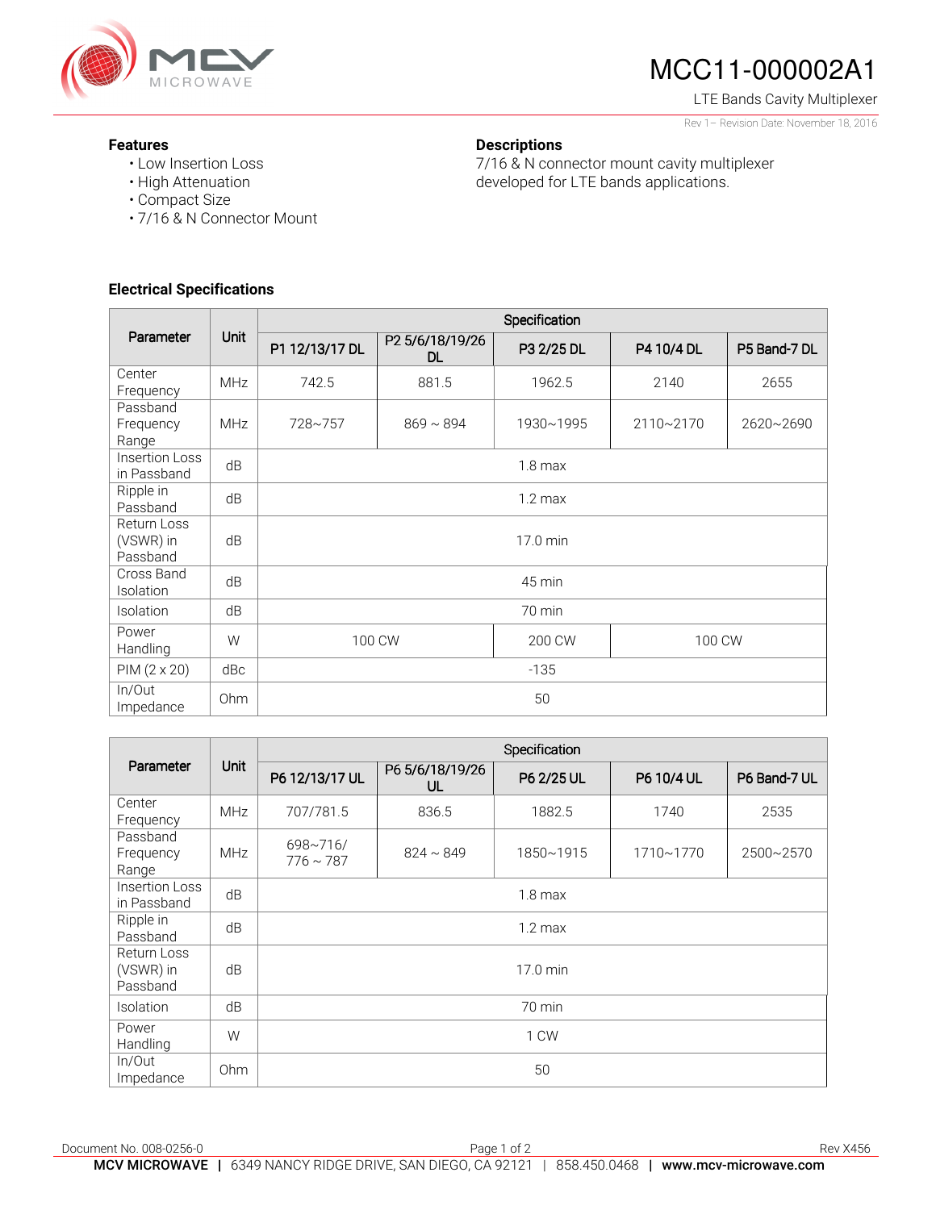# MCC11-000002A1

LTE Bands Cavity Multiplexer

Rev 1– Revision Date: November 18, 2016

## Features

- Low Insertion Loss
- High Attenuation
- Compact Size
- 7/16 & N Connector Mount

## Descriptions

7/16 & N connector mount cavity multiplexer developed for LTE bands applications.

## Electrical Specifications

| Parameter | Unit | Specification | | | | |
|---|---|---|---|---|---|---|
| | | P1 12/13/17 DL | P2 5/6/18/19/26 DL | P3 2/25 DL | P4 10/4 DL | P5 Band-7 DL |
| Center Frequency | MHz | 742.5 | 881.5 | 1962.5 | 2140 | 2655 |
| Passband Frequency Range | MHz | 728~757 | 869 ~ 894 | 1930~1995 | 2110~2170 | 2620~2690 |
| Insertion Loss in Passband | dB | 1.8 max | | | | |
| Ripple in Passband | dB | 1.2 max | | | | |
| Return Loss (VSWR) in Passband | dB | 17.0 min | | | | |
| Cross Band Isolation | dB | 45 min | | | | |
| Isolation | dB | 70 min | | | | |
| Power Handling | W | 100 CW | | 200 CW | 100 CW | |
| PIM (2 x 20) | dBc | -135 | | | | |
| In/Out Impedance | Ohm | 50 | | | | |

| Parameter | Unit | Specification | | | | |
|---|---|---|---|---|---|---|
| | | P6 12/13/17 UL | P6 5/6/18/19/26 UL | P6 2/25 UL | P6 10/4 UL | P6 Band-7 UL |
| Center Frequency | MHz | 707/781.5 | 836.5 | 1882.5 | 1740 | 2535 |
| Passband Frequency Range | MHz | 698~716/ 776 ~ 787 | 824 ~ 849 | 1850~1915 | 1710~1770 | 2500~2570 |
| Insertion Loss in Passband | dB | 1.8 max | | | | |
| Ripple in Passband | dB | 1.2 max | | | | |
| Return Loss (VSWR) in Passband | dB | 17.0 min | | | | |
| Isolation | dB | 70 min | | | | |
| Power Handling | W | 1 CW | | | | |
| In/Out Impedance | Ohm | 50 | | | | |

Document No. 008-0256-0 Rev X456

MCV MICROWAVE | 6349 NANCY RIDGE DRIVE, SAN DIEGO, CA 92121 | 858.450.0468 | www.mcv-microwave.com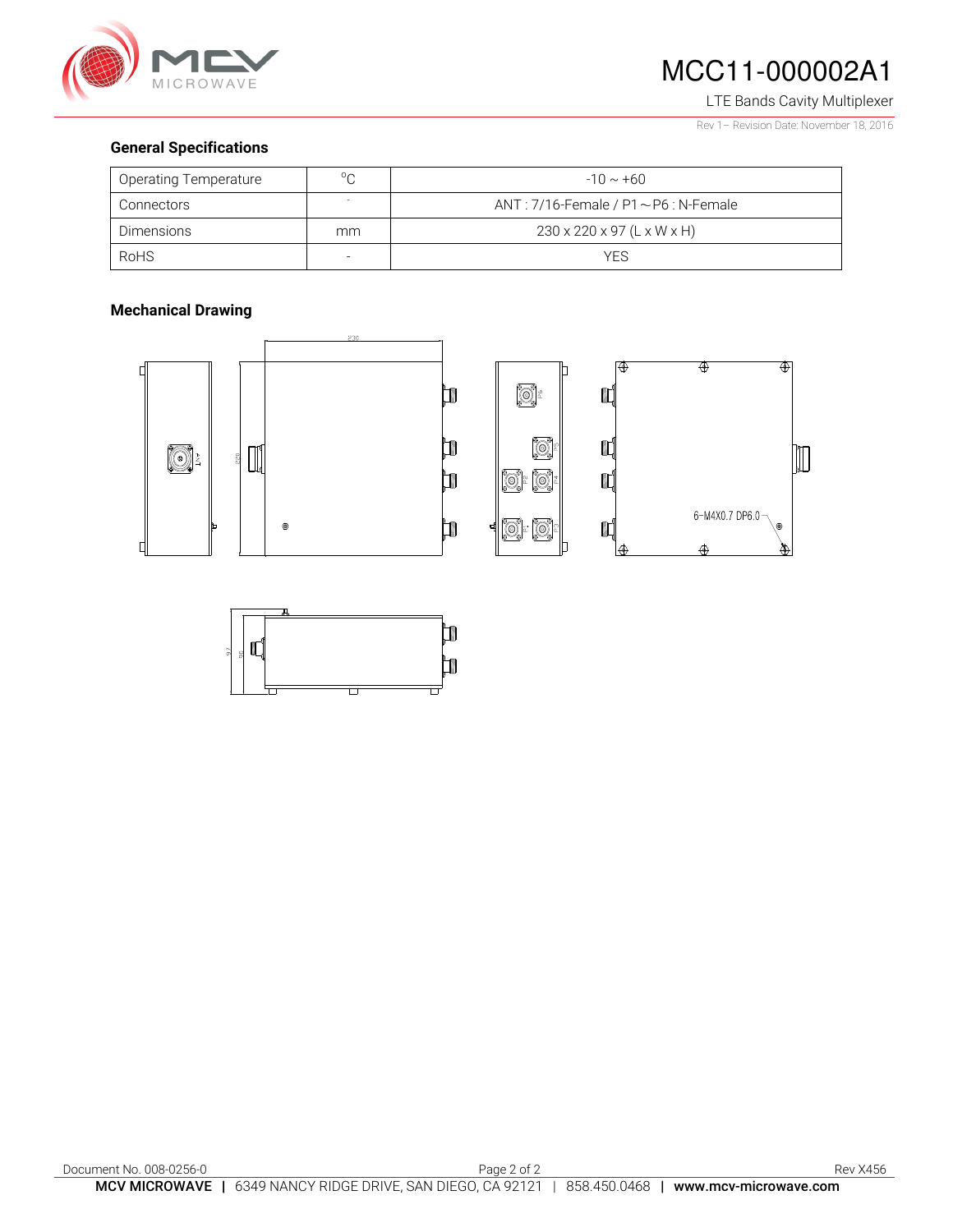# MCC11-000002A1

LTE Bands Cavity Multiplexer

Rev 1– Revision Date: November 18, 2016

## General Specifications

| | | |
|---|---|---|
| Operating Temperature | °C | -10 ~ +60 |
| Connectors | - | ANT : 7/16-Female / P1～P6 : N-Female |
| Dimensions | mm | 230 x 220 x 97 (L x W x H) |
| RoHS | - | YES |

## Mechanical Drawing

230

220

ANT

P1 P2 P3 P4 P5 P6

6-M4X0.7 DP6.0

97

Document No. 008-0256-0

Rev X456

**MCV MICROWAVE** | 6349 NANCY RIDGE DRIVE, SAN DIEGO, CA 92121 | 858.450.0468 | **www.mcv-microwave.com**